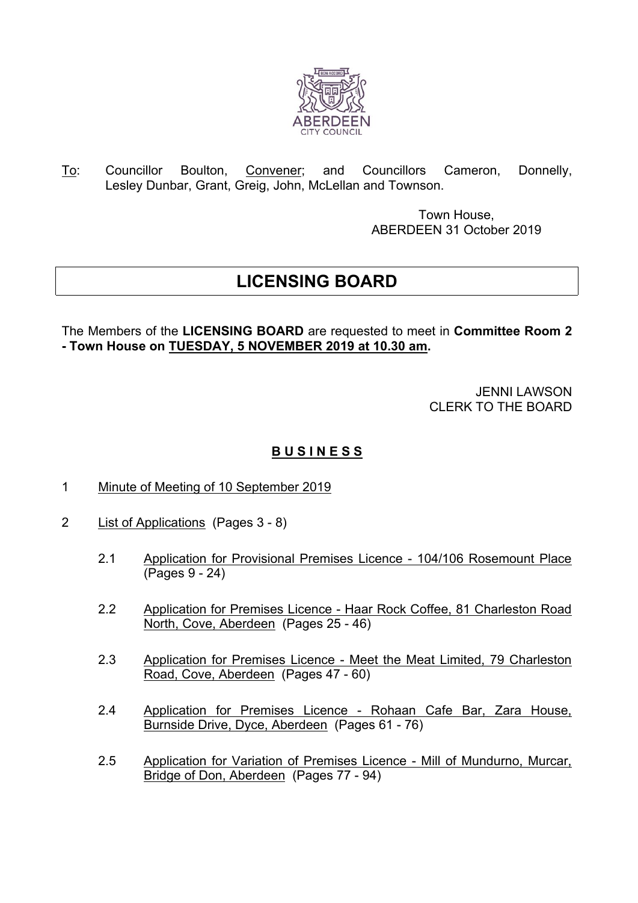To: Councillor Boulton, Convener; and Councillors Cameron, Donnelly, Lesley Dunbar, Grant, Greig, John, McLellan and Townson.

Town House,
ABERDEEN 31 October 2019

# LICENSING BOARD

The Members of the **LICENSING BOARD** are requested to meet in **Committee Room 2 - Town House on TUESDAY, 5 NOVEMBER 2019 at 10.30 am.**

JENNI LAWSON
CLERK TO THE BOARD

## B U S I N E S S

1 Minute of Meeting of 10 September 2019

2 List of Applications (Pages 3 - 8)

  2.1 Application for Provisional Premises Licence - 104/106 Rosemount Place (Pages 9 - 24)

  2.2 Application for Premises Licence - Haar Rock Coffee, 81 Charleston Road North, Cove, Aberdeen (Pages 25 - 46)

  2.3 Application for Premises Licence - Meet the Meat Limited, 79 Charleston Road, Cove, Aberdeen (Pages 47 - 60)

  2.4 Application for Premises Licence - Rohaan Cafe Bar, Zara House, Burnside Drive, Dyce, Aberdeen (Pages 61 - 76)

  2.5 Application for Variation of Premises Licence - Mill of Mundurno, Murcar, Bridge of Don, Aberdeen (Pages 77 - 94)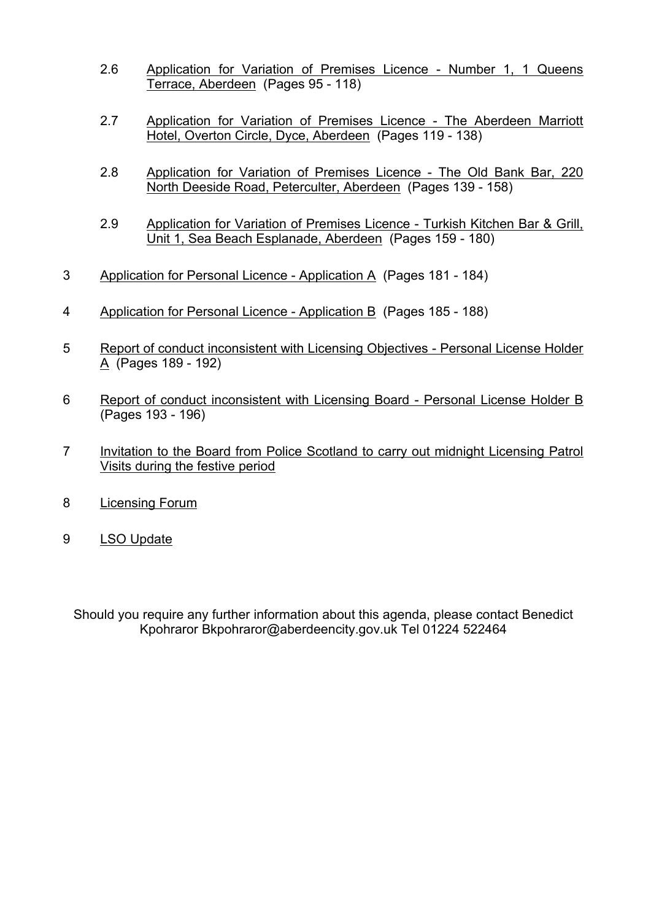2.6 Application for Variation of Premises Licence - Number 1, 1 Queens Terrace, Aberdeen (Pages 95 - 118)

2.7 Application for Variation of Premises Licence - The Aberdeen Marriott Hotel, Overton Circle, Dyce, Aberdeen (Pages 119 - 138)

2.8 Application for Variation of Premises Licence - The Old Bank Bar, 220 North Deeside Road, Peterculter, Aberdeen (Pages 139 - 158)

2.9 Application for Variation of Premises Licence - Turkish Kitchen Bar & Grill, Unit 1, Sea Beach Esplanade, Aberdeen (Pages 159 - 180)

3 Application for Personal Licence - Application A (Pages 181 - 184)

4 Application for Personal Licence - Application B (Pages 185 - 188)

5 Report of conduct inconsistent with Licensing Objectives - Personal License Holder A (Pages 189 - 192)

6 Report of conduct inconsistent with Licensing Board - Personal License Holder B (Pages 193 - 196)

7 Invitation to the Board from Police Scotland to carry out midnight Licensing Patrol Visits during the festive period

8 Licensing Forum

9 LSO Update

Should you require any further information about this agenda, please contact Benedict Kpohraror Bkpohraror@aberdeencity.gov.uk Tel 01224 522464